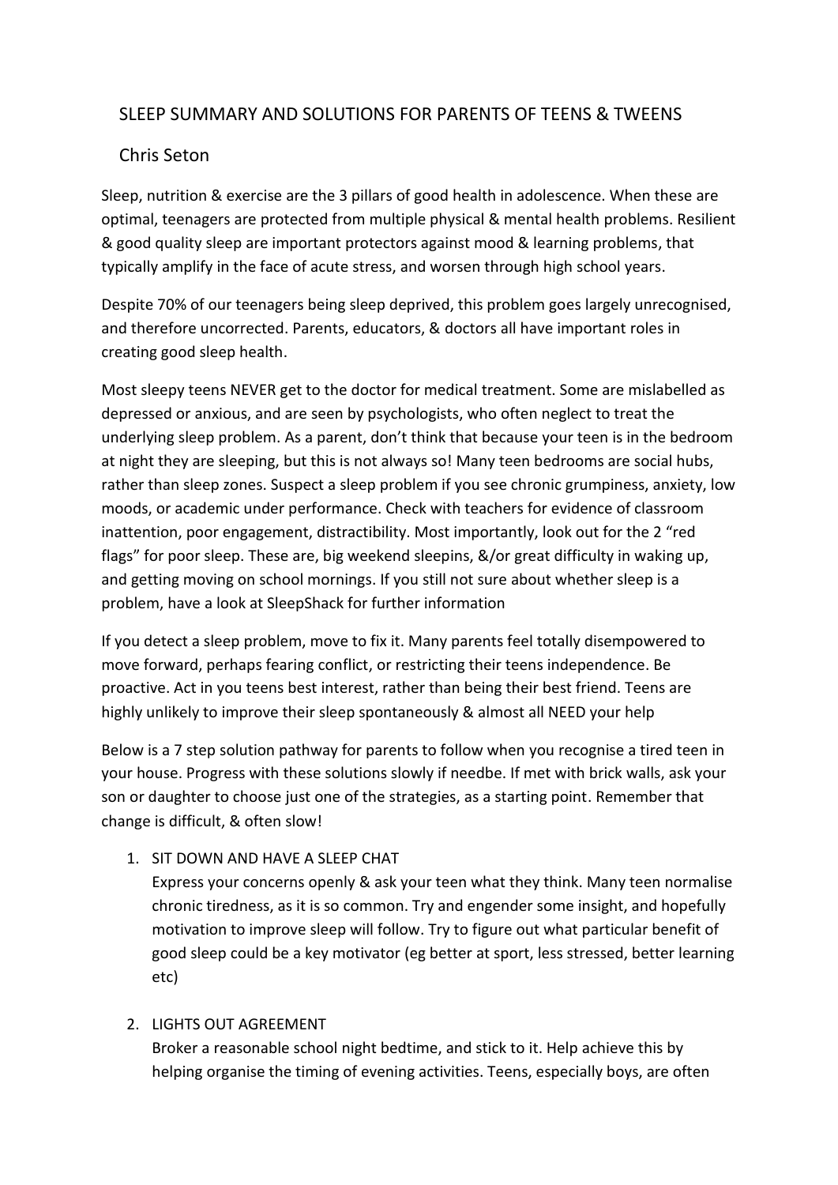# SLEEP SUMMARY AND SOLUTIONS FOR PARENTS OF TEENS & TWEENS

## Chris Seton

Sleep, nutrition & exercise are the 3 pillars of good health in adolescence. When these are optimal, teenagers are protected from multiple physical & mental health problems. Resilient & good quality sleep are important protectors against mood & learning problems, that typically amplify in the face of acute stress, and worsen through high school years.

Despite 70% of our teenagers being sleep deprived, this problem goes largely unrecognised, and therefore uncorrected. Parents, educators, & doctors all have important roles in creating good sleep health.

Most sleepy teens NEVER get to the doctor for medical treatment. Some are mislabelled as depressed or anxious, and are seen by psychologists, who often neglect to treat the underlying sleep problem. As a parent, don't think that because your teen is in the bedroom at night they are sleeping, but this is not always so! Many teen bedrooms are social hubs, rather than sleep zones. Suspect a sleep problem if you see chronic grumpiness, anxiety, low moods, or academic under performance. Check with teachers for evidence of classroom inattention, poor engagement, distractibility. Most importantly, look out for the 2 "red flags" for poor sleep. These are, big weekend sleepins, &/or great difficulty in waking up, and getting moving on school mornings. If you still not sure about whether sleep is a problem, have a look at SleepShack for further information

If you detect a sleep problem, move to fix it. Many parents feel totally disempowered to move forward, perhaps fearing conflict, or restricting their teens independence. Be proactive. Act in you teens best interest, rather than being their best friend. Teens are highly unlikely to improve their sleep spontaneously & almost all NEED your help

Below is a 7 step solution pathway for parents to follow when you recognise a tired teen in your house. Progress with these solutions slowly if needbe. If met with brick walls, ask your son or daughter to choose just one of the strategies, as a starting point. Remember that change is difficult, & often slow!

1. SIT DOWN AND HAVE A SLEEP CHAT
   Express your concerns openly & ask your teen what they think. Many teen normalise chronic tiredness, as it is so common. Try and engender some insight, and hopefully motivation to improve sleep will follow. Try to figure out what particular benefit of good sleep could be a key motivator (eg better at sport, less stressed, better learning etc)

2. LIGHTS OUT AGREEMENT
   Broker a reasonable school night bedtime, and stick to it. Help achieve this by helping organise the timing of evening activities. Teens, especially boys, are often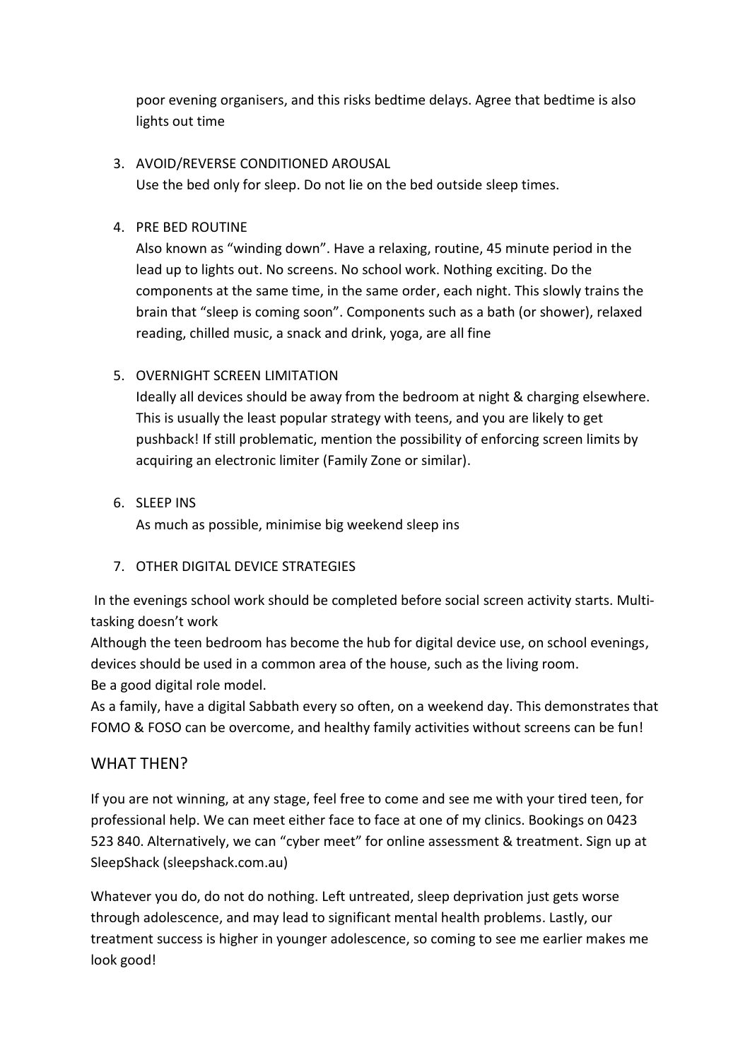poor evening organisers, and this risks bedtime delays. Agree that bedtime is also lights out time

3. AVOID/REVERSE CONDITIONED AROUSAL
   Use the bed only for sleep. Do not lie on the bed outside sleep times.

4. PRE BED ROUTINE
   Also known as "winding down". Have a relaxing, routine, 45 minute period in the lead up to lights out. No screens. No school work. Nothing exciting. Do the components at the same time, in the same order, each night. This slowly trains the brain that "sleep is coming soon". Components such as a bath (or shower), relaxed reading, chilled music, a snack and drink, yoga, are all fine

5. OVERNIGHT SCREEN LIMITATION
   Ideally all devices should be away from the bedroom at night & charging elsewhere. This is usually the least popular strategy with teens, and you are likely to get pushback! If still problematic, mention the possibility of enforcing screen limits by acquiring an electronic limiter (Family Zone or similar).

6. SLEEP INS
   As much as possible, minimise big weekend sleep ins

7. OTHER DIGITAL DEVICE STRATEGIES

In the evenings school work should be completed before social screen activity starts. Multi-tasking doesn't work

Although the teen bedroom has become the hub for digital device use, on school evenings, devices should be used in a common area of the house, such as the living room.

Be a good digital role model.

As a family, have a digital Sabbath every so often, on a weekend day. This demonstrates that FOMO & FOSO can be overcome, and healthy family activities without screens can be fun!

## WHAT THEN?

If you are not winning, at any stage, feel free to come and see me with your tired teen, for professional help. We can meet either face to face at one of my clinics. Bookings on 0423 523 840. Alternatively, we can "cyber meet" for online assessment & treatment. Sign up at SleepShack (sleepshack.com.au)

Whatever you do, do not do nothing. Left untreated, sleep deprivation just gets worse through adolescence, and may lead to significant mental health problems. Lastly, our treatment success is higher in younger adolescence, so coming to see me earlier makes me look good!